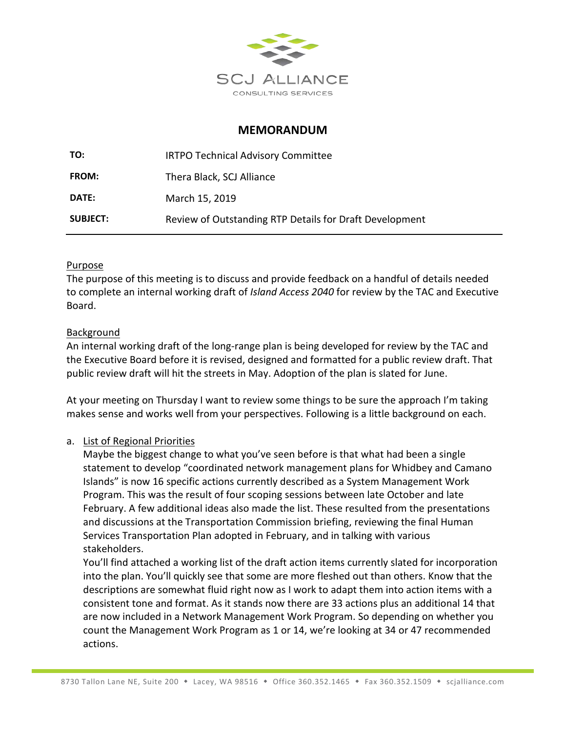SCJ ALLIANCE

CONSULTING SERVICES

# MEMORANDUM

| | |
|---|---|
| **TO:** | IRTPO Technical Advisory Committee |
| **FROM:** | Thera Black, SCJ Alliance |
| **DATE:** | March 15, 2019 |
| **SUBJECT:** | Review of Outstanding RTP Details for Draft Development |

## Purpose

The purpose of this meeting is to discuss and provide feedback on a handful of details needed to complete an internal working draft of *Island Access 2040* for review by the TAC and Executive Board.

## Background

An internal working draft of the long-range plan is being developed for review by the TAC and the Executive Board before it is revised, designed and formatted for a public review draft. That public review draft will hit the streets in May. Adoption of the plan is slated for June.

At your meeting on Thursday I want to review some things to be sure the approach I'm taking makes sense and works well from your perspectives. Following is a little background on each.

a. List of Regional Priorities

Maybe the biggest change to what you've seen before is that what had been a single statement to develop "coordinated network management plans for Whidbey and Camano Islands" is now 16 specific actions currently described as a System Management Work Program. This was the result of four scoping sessions between late October and late February. A few additional ideas also made the list. These resulted from the presentations and discussions at the Transportation Commission briefing, reviewing the final Human Services Transportation Plan adopted in February, and in talking with various stakeholders.

You'll find attached a working list of the draft action items currently slated for incorporation into the plan. You'll quickly see that some are more fleshed out than others. Know that the descriptions are somewhat fluid right now as I work to adapt them into action items with a consistent tone and format. As it stands now there are 33 actions plus an additional 14 that are now included in a Network Management Work Program. So depending on whether you count the Management Work Program as 1 or 14, we're looking at 34 or 47 recommended actions.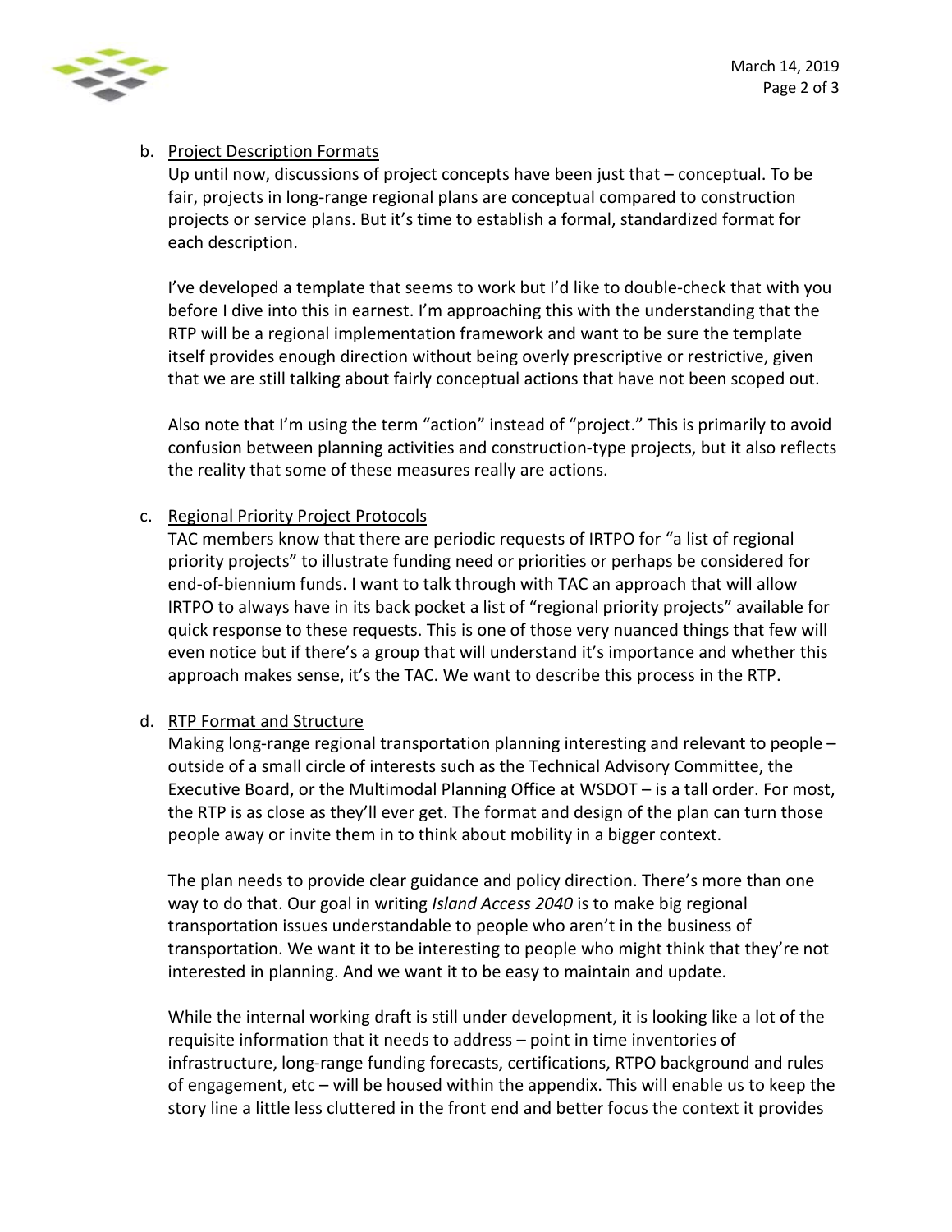b. <u>Project Description Formats</u>

Up until now, discussions of project concepts have been just that – conceptual. To be fair, projects in long-range regional plans are conceptual compared to construction projects or service plans. But it's time to establish a formal, standardized format for each description.

I've developed a template that seems to work but I'd like to double-check that with you before I dive into this in earnest. I'm approaching this with the understanding that the RTP will be a regional implementation framework and want to be sure the template itself provides enough direction without being overly prescriptive or restrictive, given that we are still talking about fairly conceptual actions that have not been scoped out.

Also note that I'm using the term "action" instead of "project." This is primarily to avoid confusion between planning activities and construction-type projects, but it also reflects the reality that some of these measures really are actions.

c. <u>Regional Priority Project Protocols</u>

TAC members know that there are periodic requests of IRTPO for "a list of regional priority projects" to illustrate funding need or priorities or perhaps be considered for end-of-biennium funds. I want to talk through with TAC an approach that will allow IRTPO to always have in its back pocket a list of "regional priority projects" available for quick response to these requests. This is one of those very nuanced things that few will even notice but if there's a group that will understand it's importance and whether this approach makes sense, it's the TAC. We want to describe this process in the RTP.

d. <u>RTP Format and Structure</u>

Making long-range regional transportation planning interesting and relevant to people – outside of a small circle of interests such as the Technical Advisory Committee, the Executive Board, or the Multimodal Planning Office at WSDOT – is a tall order. For most, the RTP is as close as they'll ever get. The format and design of the plan can turn those people away or invite them in to think about mobility in a bigger context.

The plan needs to provide clear guidance and policy direction. There's more than one way to do that. Our goal in writing *Island Access 2040* is to make big regional transportation issues understandable to people who aren't in the business of transportation. We want it to be interesting to people who might think that they're not interested in planning. And we want it to be easy to maintain and update.

While the internal working draft is still under development, it is looking like a lot of the requisite information that it needs to address – point in time inventories of infrastructure, long-range funding forecasts, certifications, RTPO background and rules of engagement, etc – will be housed within the appendix. This will enable us to keep the story line a little less cluttered in the front end and better focus the context it provides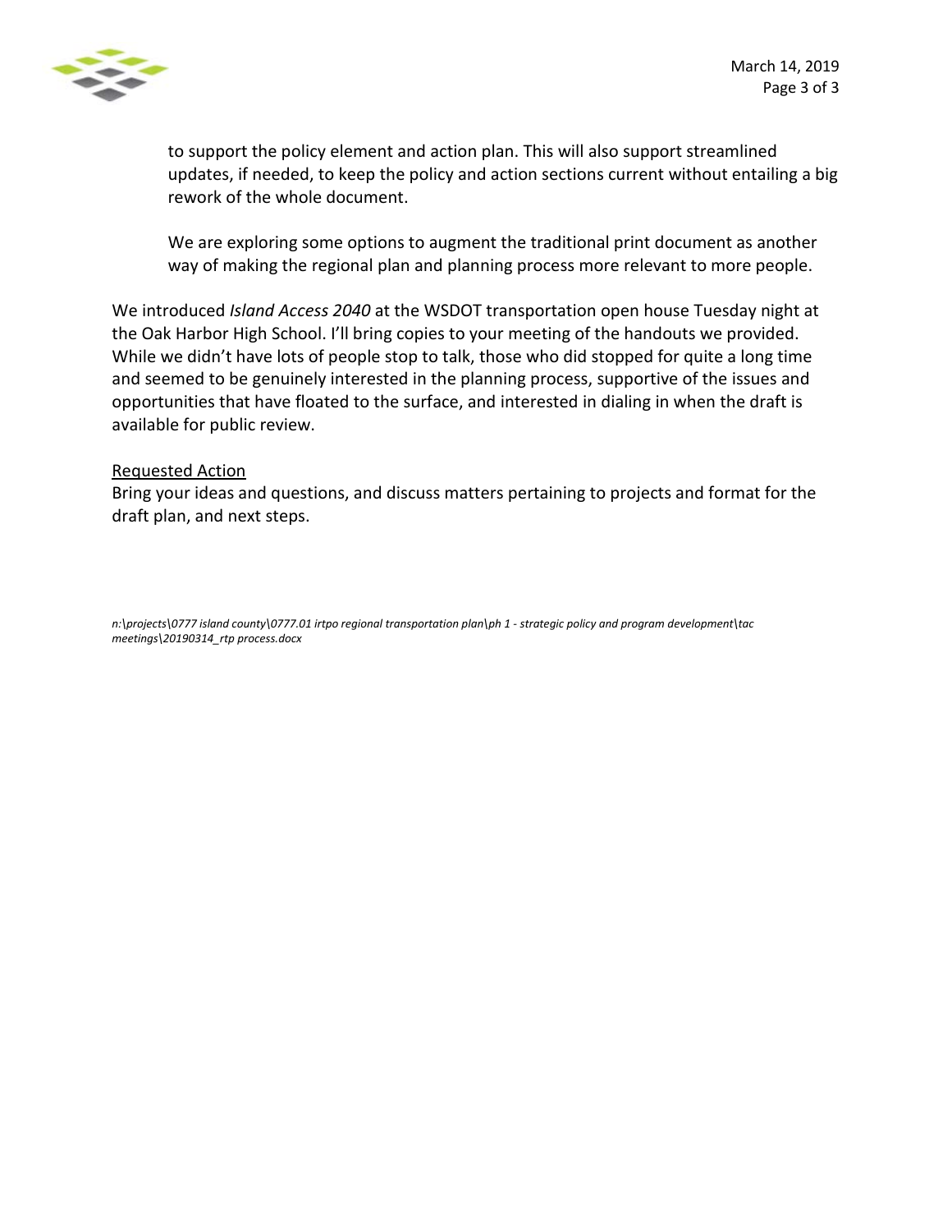to support the policy element and action plan. This will also support streamlined updates, if needed, to keep the policy and action sections current without entailing a big rework of the whole document.

We are exploring some options to augment the traditional print document as another way of making the regional plan and planning process more relevant to more people.

We introduced *Island Access 2040* at the WSDOT transportation open house Tuesday night at the Oak Harbor High School. I'll bring copies to your meeting of the handouts we provided. While we didn't have lots of people stop to talk, those who did stopped for quite a long time and seemed to be genuinely interested in the planning process, supportive of the issues and opportunities that have floated to the surface, and interested in dialing in when the draft is available for public review.

Requested Action

Bring your ideas and questions, and discuss matters pertaining to projects and format for the draft plan, and next steps.

*n:\projects\0777 island county\0777.01 irtpo regional transportation plan\ph 1 - strategic policy and program development\tac meetings\20190314_rtp process.docx*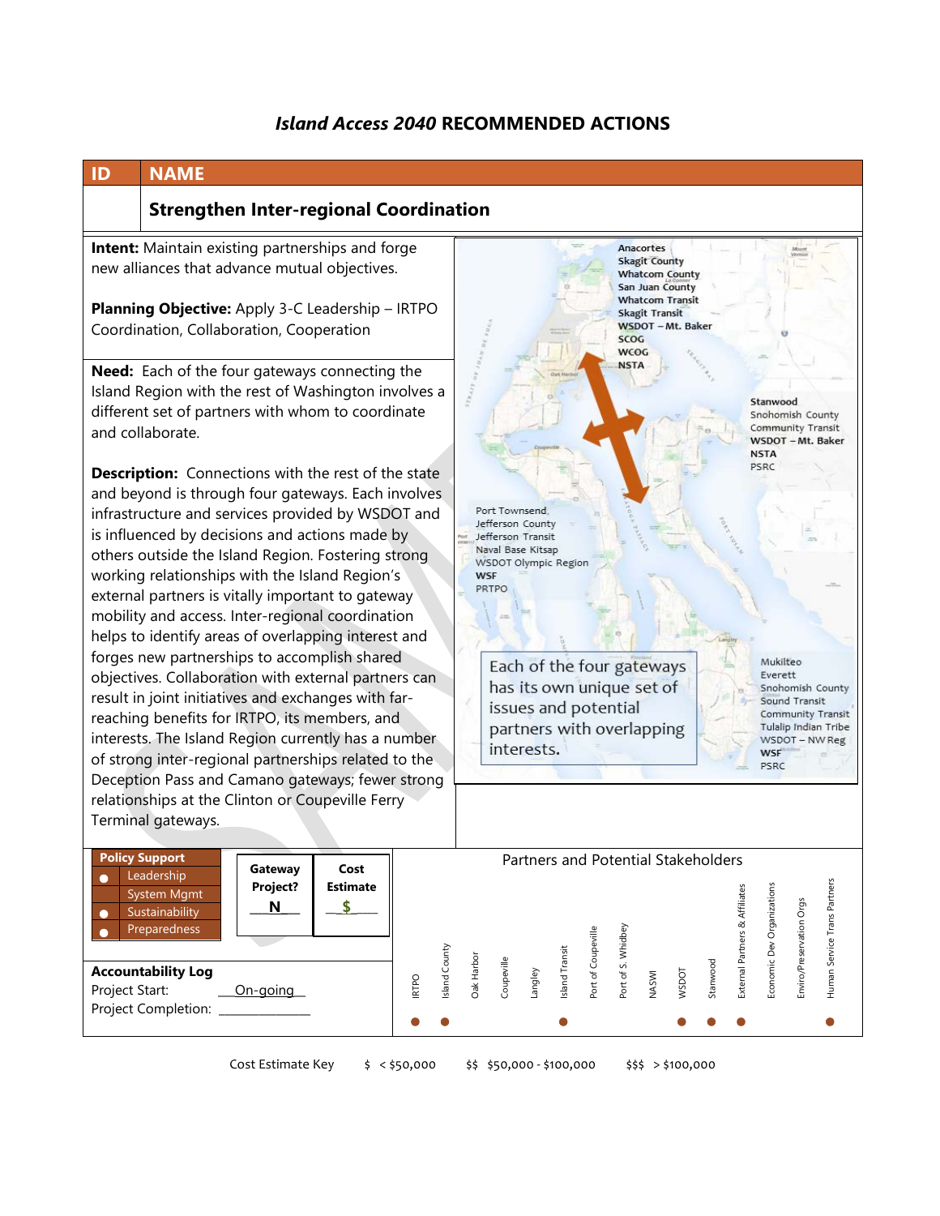# *Island Access 2040* RECOMMENDED ACTIONS

| ID | NAME |
|---|---|
| | **Strengthen Inter-regional Coordination** |

**Intent:** Maintain existing partnerships and forge new alliances that advance mutual objectives.

**Planning Objective:** Apply 3-C Leadership – IRTPO Coordination, Collaboration, Cooperation

**Need:** Each of the four gateways connecting the Island Region with the rest of Washington involves a different set of partners with whom to coordinate and collaborate.

**Description:** Connections with the rest of the state and beyond is through four gateways. Each involves infrastructure and services provided by WSDOT and is influenced by decisions and actions made by others outside the Island Region. Fostering strong working relationships with the Island Region's external partners is vitally important to gateway mobility and access. Inter-regional coordination helps to identify areas of overlapping interest and forges new partnerships to accomplish shared objectives. Collaboration with external partners can result in joint initiatives and exchanges with far-reaching benefits for IRTPO, its members, and interests. The Island Region currently has a number of strong inter-regional partnerships related to the Deception Pass and Camano gateways; fewer strong relationships at the Clinton or Coupeville Ferry Terminal gateways.

Anacortes, Skagit County, Whatcom County, San Juan County, Whatcom Transit, Skagit Transit, WSDOT – Mt. Baker, SCOG, WCOG, NSTA

Stanwood, Snohomish County, Community Transit, WSDOT – Mt. Baker, NSTA, PSRC

Port Townsend, Jefferson County, Jefferson Transit, Naval Base Kitsap, WSDOT Olympic Region, WSF, PRTPO

Mukilteo, Everett, Snohomish County, Sound Transit, Community Transit, Tulalip Indian Tribe, WSDOT – NW Reg, WSF, PSRC

Each of the four gateways has its own unique set of issues and potential partners with overlapping interests.

**Policy Support**

- ● Leadership
- System Mgmt
- ● Sustainability
- ● Preparedness

| Gateway Project? | Cost Estimate |
|---|---|
| N | $ |

**Accountability Log**

Project Start: On-going

Project Completion: ____________

Partners and Potential Stakeholders

| IRTPO | Island County | Oak Harbor | Coupeville | Langley | Island Transit | Port of Coupeville | Port of S. Whidbey | NASWI | WSDOT | Stanwood | External Partners & Affiliates | Economic Dev Organizations | Enviro/Preservation Orgs | Human Service Trans Partners |
|---|---|---|---|---|---|---|---|---|---|---|---|---|---|---|
| ● | ● | | | | ● | | | | ● | ● | ● | | | ● |

Cost Estimate Key $ < $50,000 $$ $50,000 - $100,000 $$$ > $100,000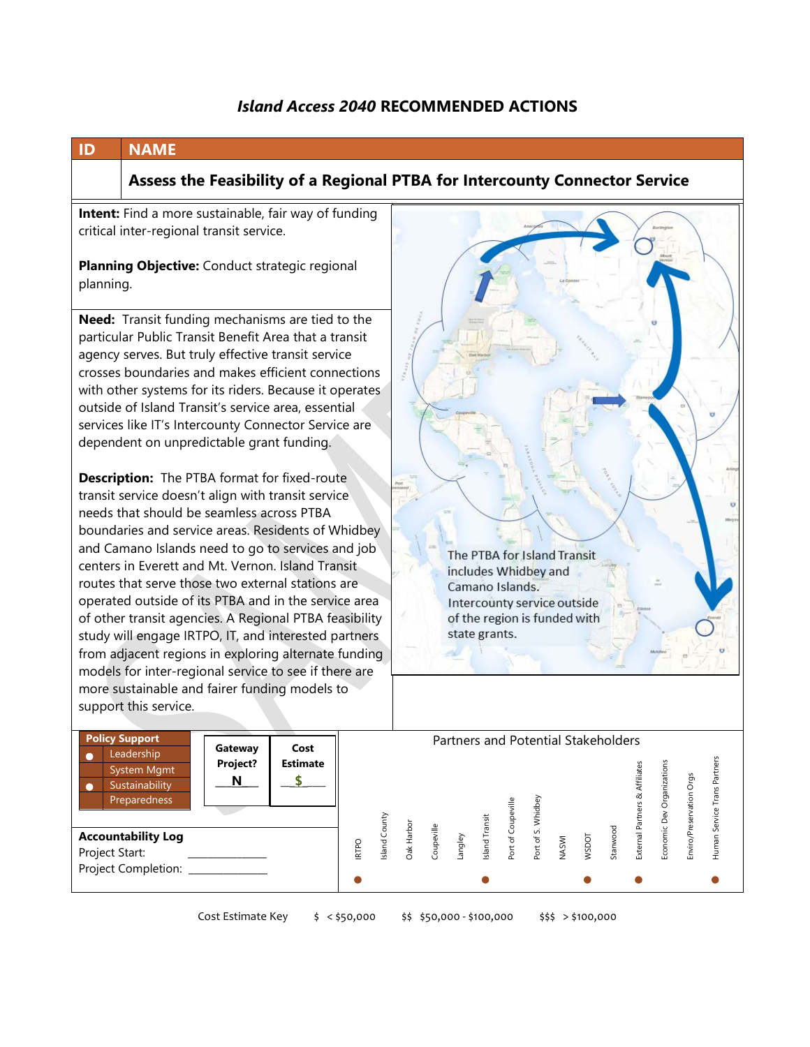# *Island Access 2040* RECOMMENDED ACTIONS

| ID | NAME |
|---|---|
| | **Assess the Feasibility of a Regional PTBA for Intercounty Connector Service** |

**Intent:** Find a more sustainable, fair way of funding critical inter-regional transit service.

**Planning Objective:** Conduct strategic regional planning.

**Need:** Transit funding mechanisms are tied to the particular Public Transit Benefit Area that a transit agency serves. But truly effective transit service crosses boundaries and makes efficient connections with other systems for its riders. Because it operates outside of Island Transit's service area, essential services like IT's Intercounty Connector Service are dependent on unpredictable grant funding.

**Description:** The PTBA format for fixed-route transit service doesn't align with transit service needs that should be seamless across PTBA boundaries and service areas. Residents of Whidbey and Camano Islands need to go to services and job centers in Everett and Mt. Vernon. Island Transit routes that serve those two external stations are operated outside of its PTBA and in the service area of other transit agencies. A Regional PTBA feasibility study will engage IRTPO, IT, and interested partners from adjacent regions in exploring alternate funding models for inter-regional service to see if there are more sustainable and fairer funding models to support this service.

The PTBA for Island Transit includes Whidbey and Camano Islands. Intercounty service outside of the region is funded with state grants.

| Policy Support | |
|---|---|
| ● | Leadership |
| | System Mgmt |
| ● | Sustainability |
| | Preparedness |

| Gateway Project? | Cost Estimate |
|---|---|
| N | $ |

**Accountability Log**
Project Start: ______________
Project Completion: ______________

**Partners and Potential Stakeholders**

| IRTPO | Island County | Oak Harbor | Coupeville | Langley | Island Transit | Port of Coupeville | Port of S. Whidbey | NASWI | WSDOT | Stanwood | External Partners & Affiliates | Economic Dev Organizations | Enviro/Preservation Orgs | Human Service Trans Partners |
|---|---|---|---|---|---|---|---|---|---|---|---|---|---|---|
| ● | | | | | ● | | | | ● | | ● | | | ● |

Cost Estimate Key $ < $50,000 $$ $50,000 - $100,000 $$$ > $100,000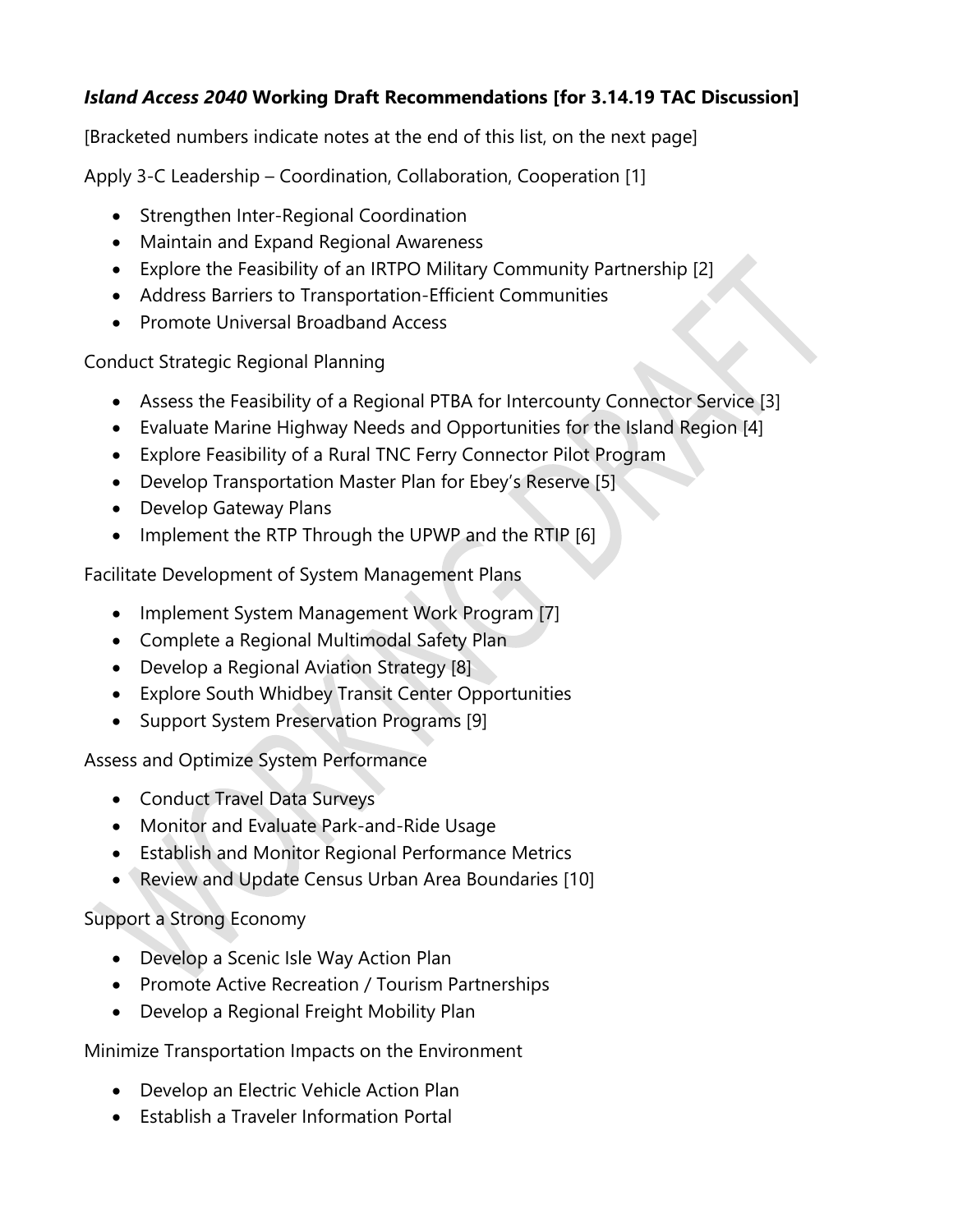***Island Access 2040*** **Working Draft Recommendations [for 3.14.19 TAC Discussion]**

[Bracketed numbers indicate notes at the end of this list, on the next page]

Apply 3-C Leadership – Coordination, Collaboration, Cooperation [1]

- Strengthen Inter-Regional Coordination
- Maintain and Expand Regional Awareness
- Explore the Feasibility of an IRTPO Military Community Partnership [2]
- Address Barriers to Transportation-Efficient Communities
- Promote Universal Broadband Access

Conduct Strategic Regional Planning

- Assess the Feasibility of a Regional PTBA for Intercounty Connector Service [3]
- Evaluate Marine Highway Needs and Opportunities for the Island Region [4]
- Explore Feasibility of a Rural TNC Ferry Connector Pilot Program
- Develop Transportation Master Plan for Ebey's Reserve [5]
- Develop Gateway Plans
- Implement the RTP Through the UPWP and the RTIP [6]

Facilitate Development of System Management Plans

- Implement System Management Work Program [7]
- Complete a Regional Multimodal Safety Plan
- Develop a Regional Aviation Strategy [8]
- Explore South Whidbey Transit Center Opportunities
- Support System Preservation Programs [9]

Assess and Optimize System Performance

- Conduct Travel Data Surveys
- Monitor and Evaluate Park-and-Ride Usage
- Establish and Monitor Regional Performance Metrics
- Review and Update Census Urban Area Boundaries [10]

Support a Strong Economy

- Develop a Scenic Isle Way Action Plan
- Promote Active Recreation / Tourism Partnerships
- Develop a Regional Freight Mobility Plan

Minimize Transportation Impacts on the Environment

- Develop an Electric Vehicle Action Plan
- Establish a Traveler Information Portal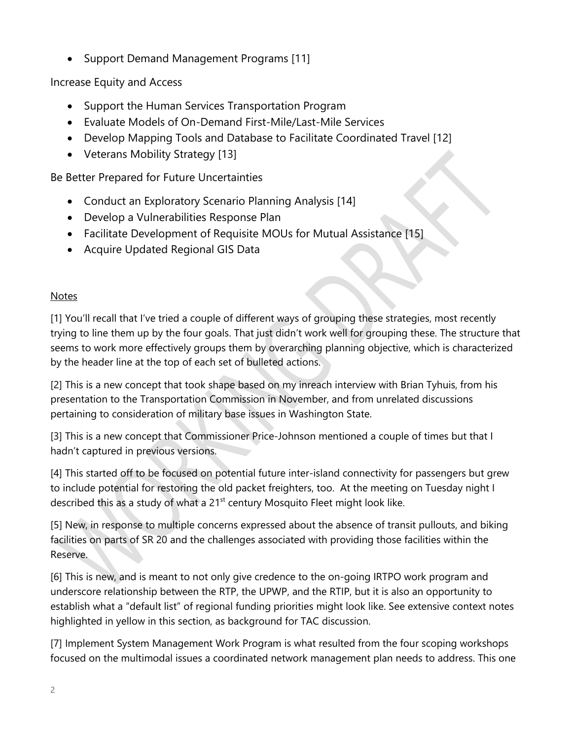- Support Demand Management Programs [11]

Increase Equity and Access

- Support the Human Services Transportation Program
- Evaluate Models of On-Demand First-Mile/Last-Mile Services
- Develop Mapping Tools and Database to Facilitate Coordinated Travel [12]
- Veterans Mobility Strategy [13]

Be Better Prepared for Future Uncertainties

- Conduct an Exploratory Scenario Planning Analysis [14]
- Develop a Vulnerabilities Response Plan
- Facilitate Development of Requisite MOUs for Mutual Assistance [15]
- Acquire Updated Regional GIS Data

Notes

[1] You'll recall that I've tried a couple of different ways of grouping these strategies, most recently trying to line them up by the four goals. That just didn't work well for grouping these. The structure that seems to work more effectively groups them by overarching planning objective, which is characterized by the header line at the top of each set of bulleted actions.

[2] This is a new concept that took shape based on my inreach interview with Brian Tyhuis, from his presentation to the Transportation Commission in November, and from unrelated discussions pertaining to consideration of military base issues in Washington State.

[3] This is a new concept that Commissioner Price-Johnson mentioned a couple of times but that I hadn't captured in previous versions.

[4] This started off to be focused on potential future inter-island connectivity for passengers but grew to include potential for restoring the old packet freighters, too. At the meeting on Tuesday night I described this as a study of what a 21st century Mosquito Fleet might look like.

[5] New, in response to multiple concerns expressed about the absence of transit pullouts, and biking facilities on parts of SR 20 and the challenges associated with providing those facilities within the Reserve.

[6] This is new, and is meant to not only give credence to the on-going IRTPO work program and underscore relationship between the RTP, the UPWP, and the RTIP, but it is also an opportunity to establish what a "default list" of regional funding priorities might look like. See extensive context notes highlighted in yellow in this section, as background for TAC discussion.

[7] Implement System Management Work Program is what resulted from the four scoping workshops focused on the multimodal issues a coordinated network management plan needs to address. This one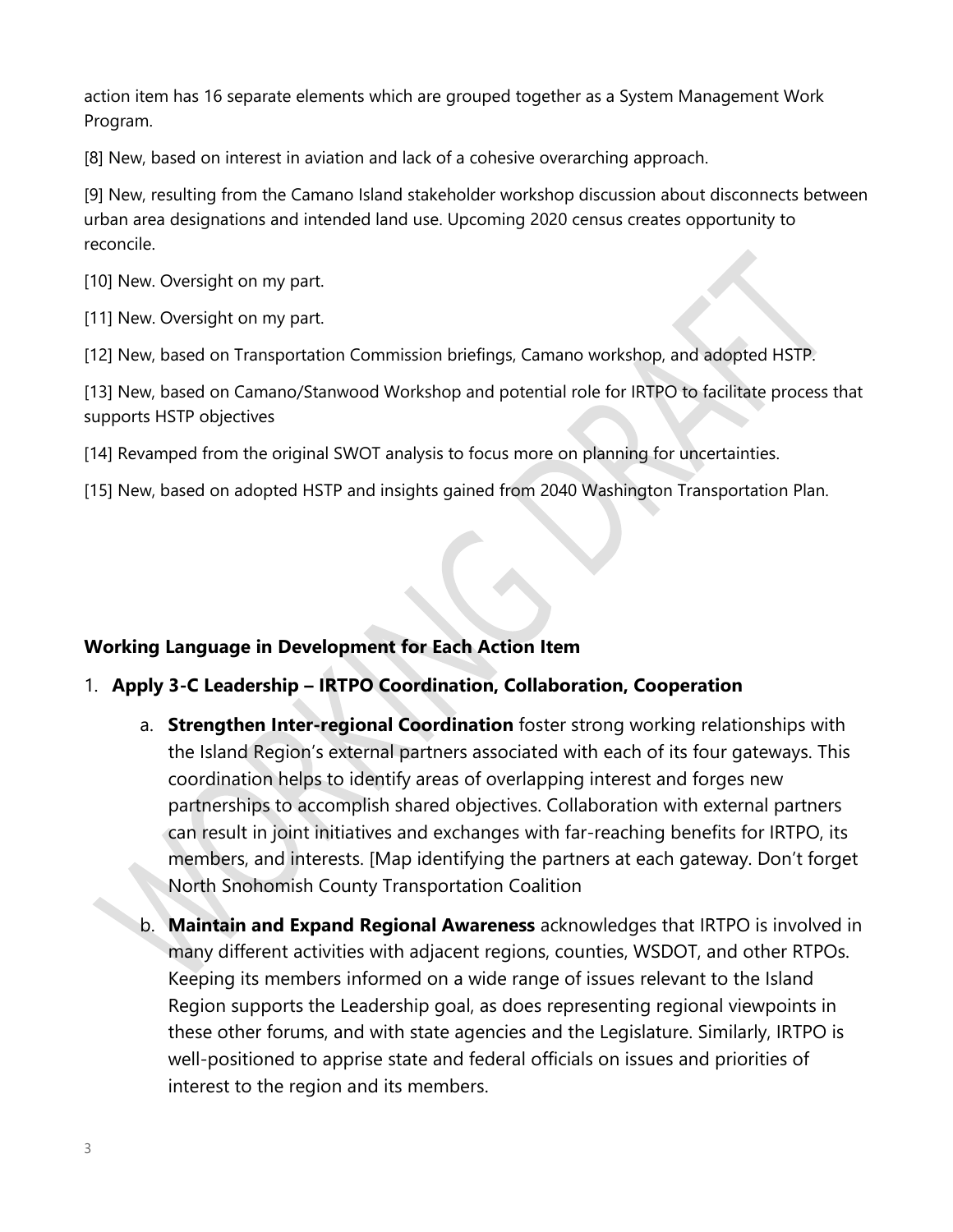action item has 16 separate elements which are grouped together as a System Management Work Program.

[8] New, based on interest in aviation and lack of a cohesive overarching approach.

[9] New, resulting from the Camano Island stakeholder workshop discussion about disconnects between urban area designations and intended land use. Upcoming 2020 census creates opportunity to reconcile.

[10] New. Oversight on my part.

[11] New. Oversight on my part.

[12] New, based on Transportation Commission briefings, Camano workshop, and adopted HSTP.

[13] New, based on Camano/Stanwood Workshop and potential role for IRTPO to facilitate process that supports HSTP objectives

[14] Revamped from the original SWOT analysis to focus more on planning for uncertainties.

[15] New, based on adopted HSTP and insights gained from 2040 Washington Transportation Plan.

### Working Language in Development for Each Action Item

1. **Apply 3-C Leadership – IRTPO Coordination, Collaboration, Cooperation**

    a. **Strengthen Inter-regional Coordination** foster strong working relationships with the Island Region's external partners associated with each of its four gateways. This coordination helps to identify areas of overlapping interest and forges new partnerships to accomplish shared objectives. Collaboration with external partners can result in joint initiatives and exchanges with far-reaching benefits for IRTPO, its members, and interests. [Map identifying the partners at each gateway. Don't forget North Snohomish County Transportation Coalition

    b. **Maintain and Expand Regional Awareness** acknowledges that IRTPO is involved in many different activities with adjacent regions, counties, WSDOT, and other RTPOs. Keeping its members informed on a wide range of issues relevant to the Island Region supports the Leadership goal, as does representing regional viewpoints in these other forums, and with state agencies and the Legislature. Similarly, IRTPO is well-positioned to apprise state and federal officials on issues and priorities of interest to the region and its members.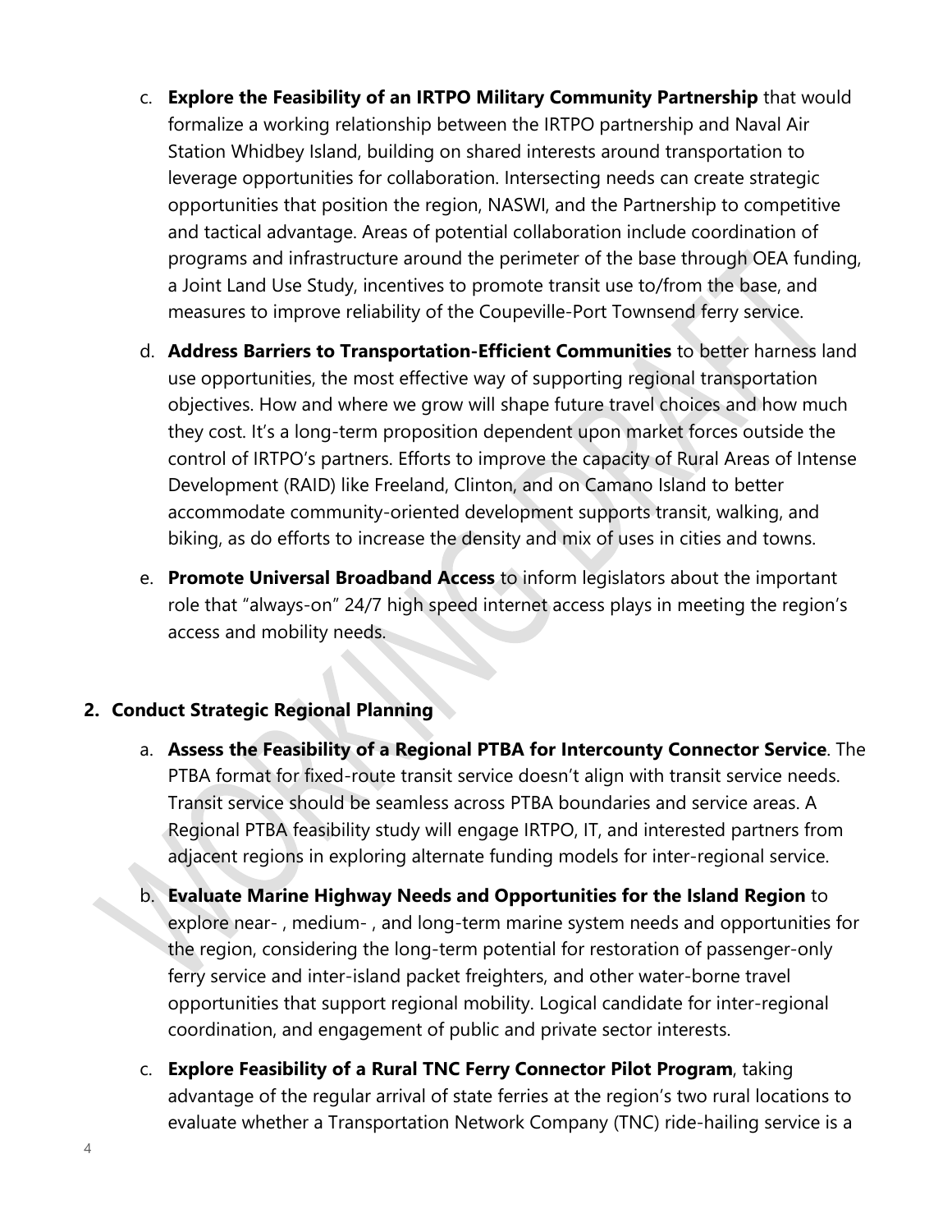c. **Explore the Feasibility of an IRTPO Military Community Partnership** that would formalize a working relationship between the IRTPO partnership and Naval Air Station Whidbey Island, building on shared interests around transportation to leverage opportunities for collaboration. Intersecting needs can create strategic opportunities that position the region, NASWI, and the Partnership to competitive and tactical advantage. Areas of potential collaboration include coordination of programs and infrastructure around the perimeter of the base through OEA funding, a Joint Land Use Study, incentives to promote transit use to/from the base, and measures to improve reliability of the Coupeville-Port Townsend ferry service.

d. **Address Barriers to Transportation-Efficient Communities** to better harness land use opportunities, the most effective way of supporting regional transportation objectives. How and where we grow will shape future travel choices and how much they cost. It's a long-term proposition dependent upon market forces outside the control of IRTPO's partners. Efforts to improve the capacity of Rural Areas of Intense Development (RAID) like Freeland, Clinton, and on Camano Island to better accommodate community-oriented development supports transit, walking, and biking, as do efforts to increase the density and mix of uses in cities and towns.

e. **Promote Universal Broadband Access** to inform legislators about the important role that "always-on" 24/7 high speed internet access plays in meeting the region's access and mobility needs.

## 2. Conduct Strategic Regional Planning

a. **Assess the Feasibility of a Regional PTBA for Intercounty Connector Service**. The PTBA format for fixed-route transit service doesn't align with transit service needs. Transit service should be seamless across PTBA boundaries and service areas. A Regional PTBA feasibility study will engage IRTPO, IT, and interested partners from adjacent regions in exploring alternate funding models for inter-regional service.

b. **Evaluate Marine Highway Needs and Opportunities for the Island Region** to explore near- , medium- , and long-term marine system needs and opportunities for the region, considering the long-term potential for restoration of passenger-only ferry service and inter-island packet freighters, and other water-borne travel opportunities that support regional mobility. Logical candidate for inter-regional coordination, and engagement of public and private sector interests.

c. **Explore Feasibility of a Rural TNC Ferry Connector Pilot Program**, taking advantage of the regular arrival of state ferries at the region's two rural locations to evaluate whether a Transportation Network Company (TNC) ride-hailing service is a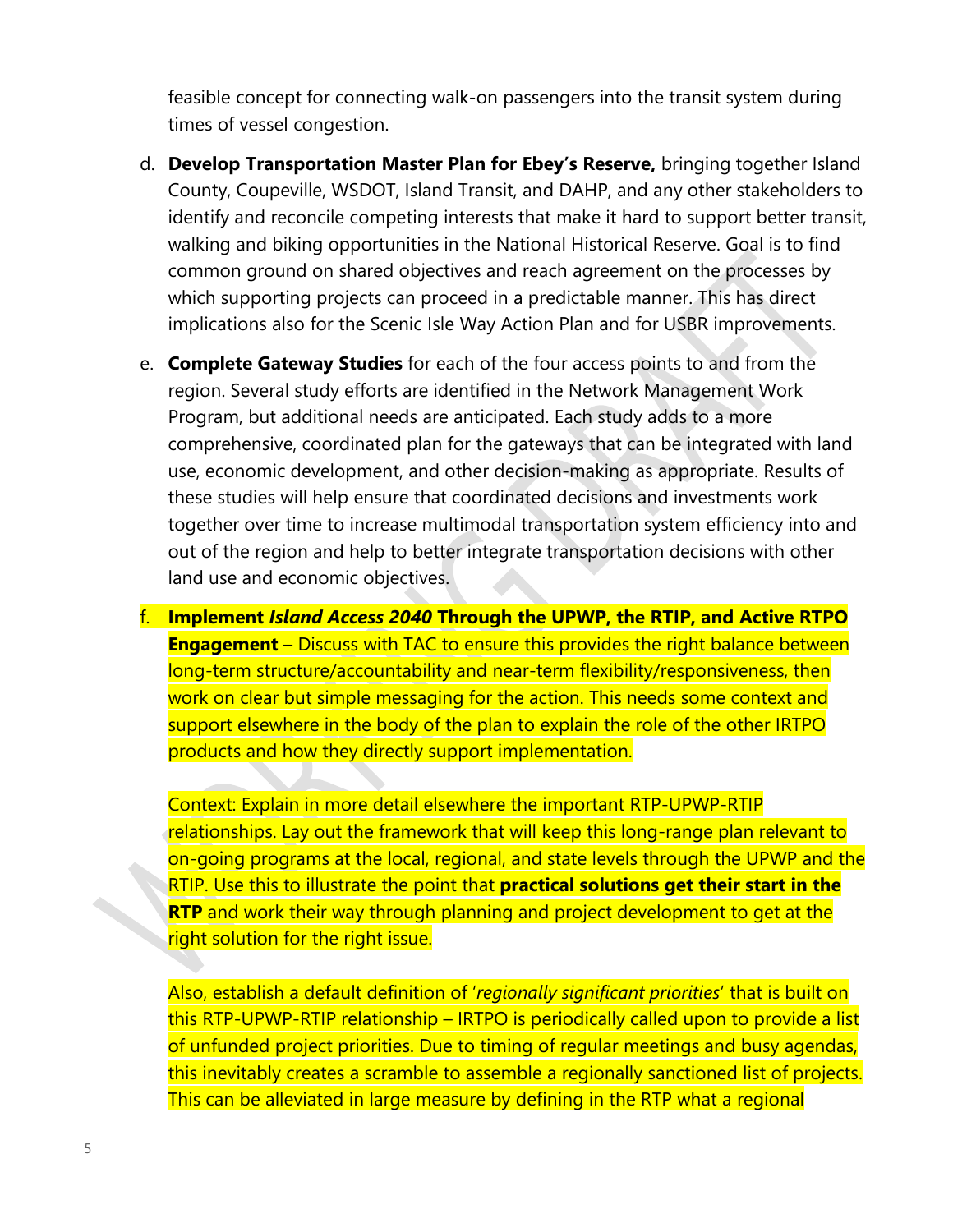feasible concept for connecting walk-on passengers into the transit system during times of vessel congestion.

d. **Develop Transportation Master Plan for Ebey's Reserve,** bringing together Island County, Coupeville, WSDOT, Island Transit, and DAHP, and any other stakeholders to identify and reconcile competing interests that make it hard to support better transit, walking and biking opportunities in the National Historical Reserve. Goal is to find common ground on shared objectives and reach agreement on the processes by which supporting projects can proceed in a predictable manner. This has direct implications also for the Scenic Isle Way Action Plan and for USBR improvements.

e. **Complete Gateway Studies** for each of the four access points to and from the region. Several study efforts are identified in the Network Management Work Program, but additional needs are anticipated. Each study adds to a more comprehensive, coordinated plan for the gateways that can be integrated with land use, economic development, and other decision-making as appropriate. Results of these studies will help ensure that coordinated decisions and investments work together over time to increase multimodal transportation system efficiency into and out of the region and help to better integrate transportation decisions with other land use and economic objectives.

f. **Implement *Island Access 2040* Through the UPWP, the RTIP, and Active RTPO Engagement** – Discuss with TAC to ensure this provides the right balance between long-term structure/accountability and near-term flexibility/responsiveness, then work on clear but simple messaging for the action. This needs some context and support elsewhere in the body of the plan to explain the role of the other IRTPO products and how they directly support implementation.

   Context: Explain in more detail elsewhere the important RTP-UPWP-RTIP relationships. Lay out the framework that will keep this long-range plan relevant to on-going programs at the local, regional, and state levels through the UPWP and the RTIP. Use this to illustrate the point that **practical solutions get their start in the RTP** and work their way through planning and project development to get at the right solution for the right issue.

   Also, establish a default definition of '*regionally significant priorities*' that is built on this RTP-UPWP-RTIP relationship – IRTPO is periodically called upon to provide a list of unfunded project priorities. Due to timing of regular meetings and busy agendas, this inevitably creates a scramble to assemble a regionally sanctioned list of projects. This can be alleviated in large measure by defining in the RTP what a regional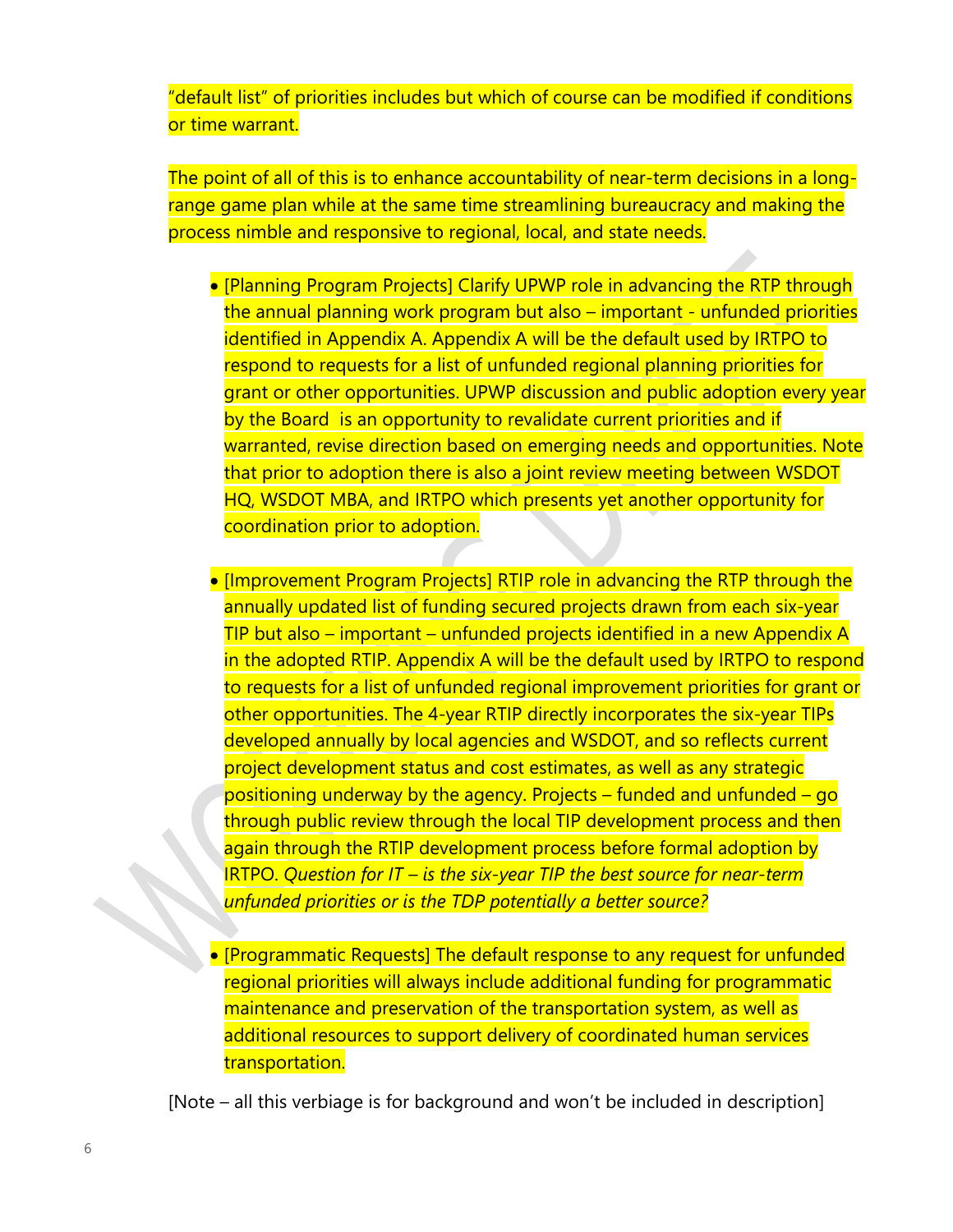“default list” of priorities includes but which of course can be modified if conditions or time warrant.

The point of all of this is to enhance accountability of near-term decisions in a long-range game plan while at the same time streamlining bureaucracy and making the process nimble and responsive to regional, local, and state needs.

- [Planning Program Projects] Clarify UPWP role in advancing the RTP through the annual planning work program but also – important - unfunded priorities identified in Appendix A. Appendix A will be the default used by IRTPO to respond to requests for a list of unfunded regional planning priorities for grant or other opportunities. UPWP discussion and public adoption every year by the Board is an opportunity to revalidate current priorities and if warranted, revise direction based on emerging needs and opportunities. Note that prior to adoption there is also a joint review meeting between WSDOT HQ, WSDOT MBA, and IRTPO which presents yet another opportunity for coordination prior to adoption.

- [Improvement Program Projects] RTIP role in advancing the RTP through the annually updated list of funding secured projects drawn from each six-year TIP but also – important – unfunded projects identified in a new Appendix A in the adopted RTIP. Appendix A will be the default used by IRTPO to respond to requests for a list of unfunded regional improvement priorities for grant or other opportunities. The 4-year RTIP directly incorporates the six-year TIPs developed annually by local agencies and WSDOT, and so reflects current project development status and cost estimates, as well as any strategic positioning underway by the agency. Projects – funded and unfunded – go through public review through the local TIP development process and then again through the RTIP development process before formal adoption by IRTPO. *Question for IT – is the six-year TIP the best source for near-term unfunded priorities or is the TDP potentially a better source?*

- [Programmatic Requests] The default response to any request for unfunded regional priorities will always include additional funding for programmatic maintenance and preservation of the transportation system, as well as additional resources to support delivery of coordinated human services transportation.

[Note – all this verbiage is for background and won’t be included in description]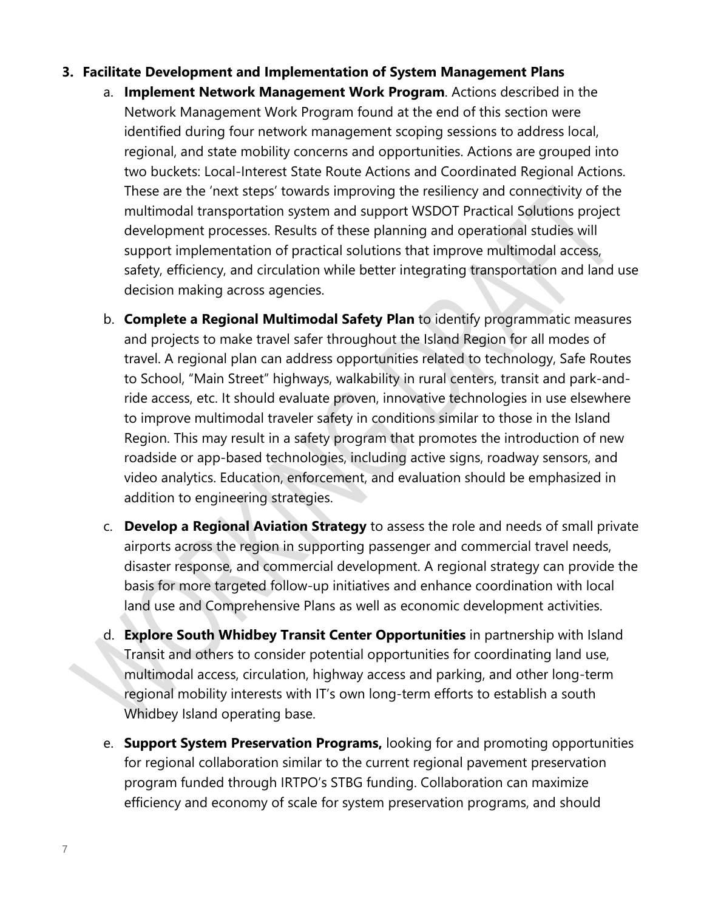3. **Facilitate Development and Implementation of System Management Plans**
   a. **Implement Network Management Work Program**. Actions described in the Network Management Work Program found at the end of this section were identified during four network management scoping sessions to address local, regional, and state mobility concerns and opportunities. Actions are grouped into two buckets: Local-Interest State Route Actions and Coordinated Regional Actions. These are the 'next steps' towards improving the resiliency and connectivity of the multimodal transportation system and support WSDOT Practical Solutions project development processes. Results of these planning and operational studies will support implementation of practical solutions that improve multimodal access, safety, efficiency, and circulation while better integrating transportation and land use decision making across agencies.

   b. **Complete a Regional Multimodal Safety Plan** to identify programmatic measures and projects to make travel safer throughout the Island Region for all modes of travel. A regional plan can address opportunities related to technology, Safe Routes to School, "Main Street" highways, walkability in rural centers, transit and park-and-ride access, etc. It should evaluate proven, innovative technologies in use elsewhere to improve multimodal traveler safety in conditions similar to those in the Island Region. This may result in a safety program that promotes the introduction of new roadside or app-based technologies, including active signs, roadway sensors, and video analytics. Education, enforcement, and evaluation should be emphasized in addition to engineering strategies.

   c. **Develop a Regional Aviation Strategy** to assess the role and needs of small private airports across the region in supporting passenger and commercial travel needs, disaster response, and commercial development. A regional strategy can provide the basis for more targeted follow-up initiatives and enhance coordination with local land use and Comprehensive Plans as well as economic development activities.

   d. **Explore South Whidbey Transit Center Opportunities** in partnership with Island Transit and others to consider potential opportunities for coordinating land use, multimodal access, circulation, highway access and parking, and other long-term regional mobility interests with IT's own long-term efforts to establish a south Whidbey Island operating base.

   e. **Support System Preservation Programs,** looking for and promoting opportunities for regional collaboration similar to the current regional pavement preservation program funded through IRTPO's STBG funding. Collaboration can maximize efficiency and economy of scale for system preservation programs, and should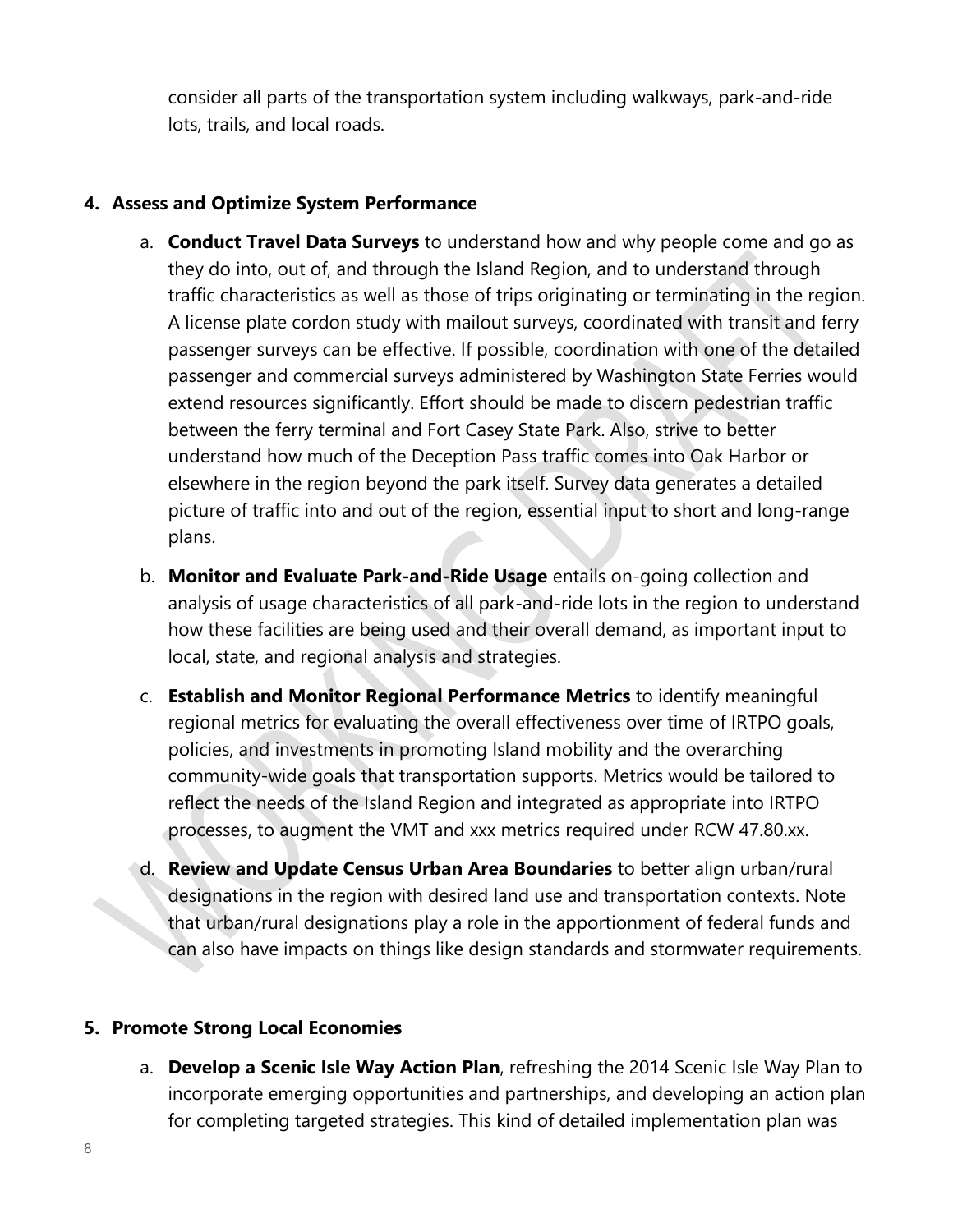consider all parts of the transportation system including walkways, park-and-ride lots, trails, and local roads.

**4. Assess and Optimize System Performance**

a. **Conduct Travel Data Surveys** to understand how and why people come and go as they do into, out of, and through the Island Region, and to understand through traffic characteristics as well as those of trips originating or terminating in the region. A license plate cordon study with mailout surveys, coordinated with transit and ferry passenger surveys can be effective. If possible, coordination with one of the detailed passenger and commercial surveys administered by Washington State Ferries would extend resources significantly. Effort should be made to discern pedestrian traffic between the ferry terminal and Fort Casey State Park. Also, strive to better understand how much of the Deception Pass traffic comes into Oak Harbor or elsewhere in the region beyond the park itself. Survey data generates a detailed picture of traffic into and out of the region, essential input to short and long-range plans.

b. **Monitor and Evaluate Park-and-Ride Usage** entails on-going collection and analysis of usage characteristics of all park-and-ride lots in the region to understand how these facilities are being used and their overall demand, as important input to local, state, and regional analysis and strategies.

c. **Establish and Monitor Regional Performance Metrics** to identify meaningful regional metrics for evaluating the overall effectiveness over time of IRTPO goals, policies, and investments in promoting Island mobility and the overarching community-wide goals that transportation supports. Metrics would be tailored to reflect the needs of the Island Region and integrated as appropriate into IRTPO processes, to augment the VMT and xxx metrics required under RCW 47.80.xx.

d. **Review and Update Census Urban Area Boundaries** to better align urban/rural designations in the region with desired land use and transportation contexts. Note that urban/rural designations play a role in the apportionment of federal funds and can also have impacts on things like design standards and stormwater requirements.

**5. Promote Strong Local Economies**

a. **Develop a Scenic Isle Way Action Plan**, refreshing the 2014 Scenic Isle Way Plan to incorporate emerging opportunities and partnerships, and developing an action plan for completing targeted strategies. This kind of detailed implementation plan was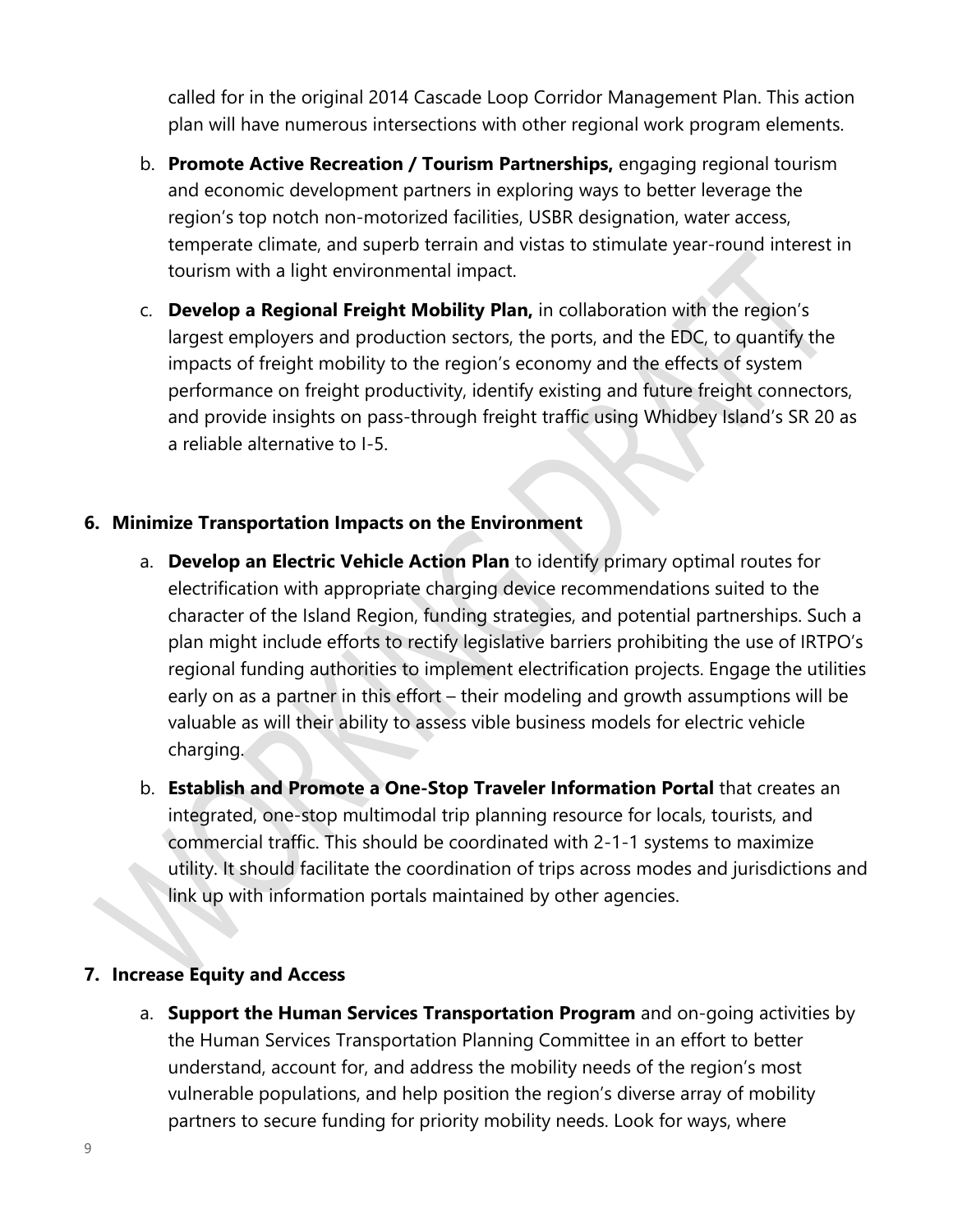called for in the original 2014 Cascade Loop Corridor Management Plan. This action plan will have numerous intersections with other regional work program elements.

b. **Promote Active Recreation / Tourism Partnerships,** engaging regional tourism and economic development partners in exploring ways to better leverage the region's top notch non-motorized facilities, USBR designation, water access, temperate climate, and superb terrain and vistas to stimulate year-round interest in tourism with a light environmental impact.

c. **Develop a Regional Freight Mobility Plan,** in collaboration with the region's largest employers and production sectors, the ports, and the EDC, to quantify the impacts of freight mobility to the region's economy and the effects of system performance on freight productivity, identify existing and future freight connectors, and provide insights on pass-through freight traffic using Whidbey Island's SR 20 as a reliable alternative to I-5.

**6. Minimize Transportation Impacts on the Environment**

a. **Develop an Electric Vehicle Action Plan** to identify primary optimal routes for electrification with appropriate charging device recommendations suited to the character of the Island Region, funding strategies, and potential partnerships. Such a plan might include efforts to rectify legislative barriers prohibiting the use of IRTPO's regional funding authorities to implement electrification projects. Engage the utilities early on as a partner in this effort – their modeling and growth assumptions will be valuable as will their ability to assess vible business models for electric vehicle charging.

b. **Establish and Promote a One-Stop Traveler Information Portal** that creates an integrated, one-stop multimodal trip planning resource for locals, tourists, and commercial traffic. This should be coordinated with 2-1-1 systems to maximize utility. It should facilitate the coordination of trips across modes and jurisdictions and link up with information portals maintained by other agencies.

**7. Increase Equity and Access**

a. **Support the Human Services Transportation Program** and on-going activities by the Human Services Transportation Planning Committee in an effort to better understand, account for, and address the mobility needs of the region's most vulnerable populations, and help position the region's diverse array of mobility partners to secure funding for priority mobility needs. Look for ways, where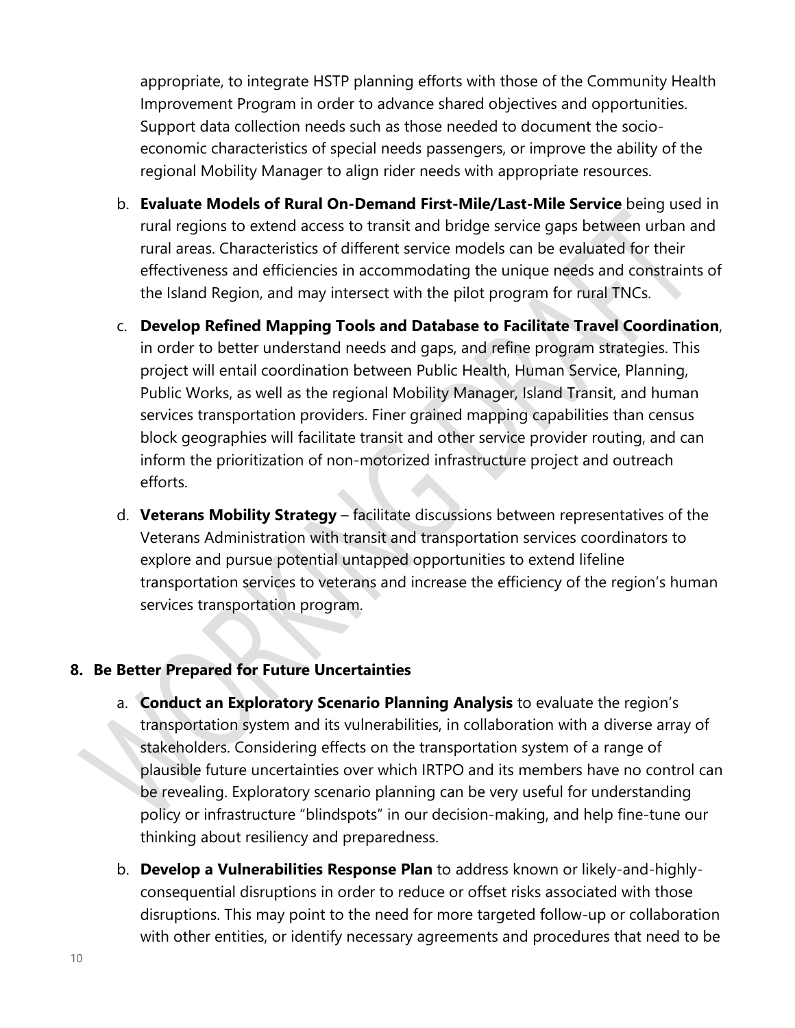appropriate, to integrate HSTP planning efforts with those of the Community Health Improvement Program in order to advance shared objectives and opportunities. Support data collection needs such as those needed to document the socio-economic characteristics of special needs passengers, or improve the ability of the regional Mobility Manager to align rider needs with appropriate resources.

b. **Evaluate Models of Rural On-Demand First-Mile/Last-Mile Service** being used in rural regions to extend access to transit and bridge service gaps between urban and rural areas. Characteristics of different service models can be evaluated for their effectiveness and efficiencies in accommodating the unique needs and constraints of the Island Region, and may intersect with the pilot program for rural TNCs.

c. **Develop Refined Mapping Tools and Database to Facilitate Travel Coordination**, in order to better understand needs and gaps, and refine program strategies. This project will entail coordination between Public Health, Human Service, Planning, Public Works, as well as the regional Mobility Manager, Island Transit, and human services transportation providers. Finer grained mapping capabilities than census block geographies will facilitate transit and other service provider routing, and can inform the prioritization of non-motorized infrastructure project and outreach efforts.

d. **Veterans Mobility Strategy** – facilitate discussions between representatives of the Veterans Administration with transit and transportation services coordinators to explore and pursue potential untapped opportunities to extend lifeline transportation services to veterans and increase the efficiency of the region's human services transportation program.

**8. Be Better Prepared for Future Uncertainties**

a. **Conduct an Exploratory Scenario Planning Analysis** to evaluate the region's transportation system and its vulnerabilities, in collaboration with a diverse array of stakeholders. Considering effects on the transportation system of a range of plausible future uncertainties over which IRTPO and its members have no control can be revealing. Exploratory scenario planning can be very useful for understanding policy or infrastructure "blindspots" in our decision-making, and help fine-tune our thinking about resiliency and preparedness.

b. **Develop a Vulnerabilities Response Plan** to address known or likely-and-highly-consequential disruptions in order to reduce or offset risks associated with those disruptions. This may point to the need for more targeted follow-up or collaboration with other entities, or identify necessary agreements and procedures that need to be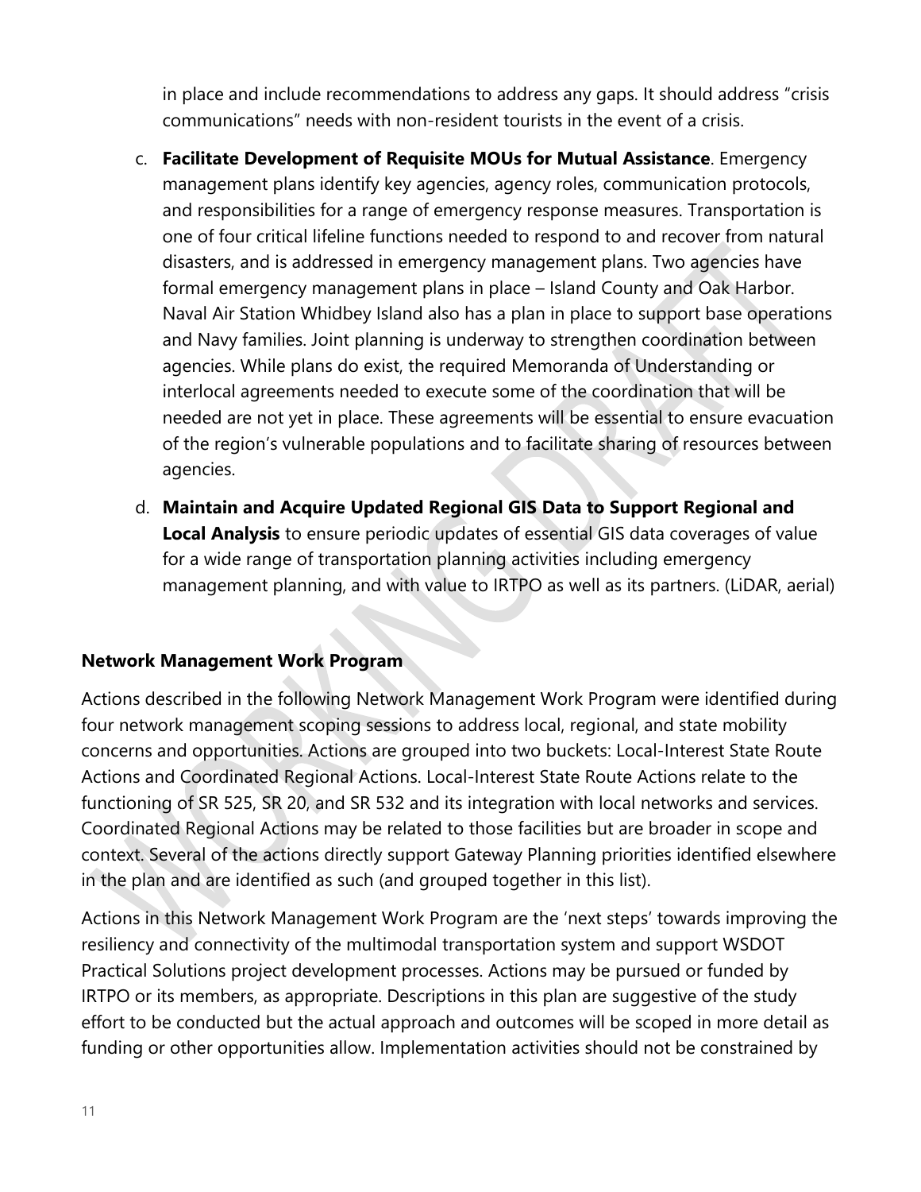in place and include recommendations to address any gaps. It should address "crisis communications" needs with non-resident tourists in the event of a crisis.

c. **Facilitate Development of Requisite MOUs for Mutual Assistance**. Emergency management plans identify key agencies, agency roles, communication protocols, and responsibilities for a range of emergency response measures. Transportation is one of four critical lifeline functions needed to respond to and recover from natural disasters, and is addressed in emergency management plans. Two agencies have formal emergency management plans in place – Island County and Oak Harbor. Naval Air Station Whidbey Island also has a plan in place to support base operations and Navy families. Joint planning is underway to strengthen coordination between agencies. While plans do exist, the required Memoranda of Understanding or interlocal agreements needed to execute some of the coordination that will be needed are not yet in place. These agreements will be essential to ensure evacuation of the region's vulnerable populations and to facilitate sharing of resources between agencies.

d. **Maintain and Acquire Updated Regional GIS Data to Support Regional and Local Analysis** to ensure periodic updates of essential GIS data coverages of value for a wide range of transportation planning activities including emergency management planning, and with value to IRTPO as well as its partners. (LiDAR, aerial)

**Network Management Work Program**

Actions described in the following Network Management Work Program were identified during four network management scoping sessions to address local, regional, and state mobility concerns and opportunities. Actions are grouped into two buckets: Local-Interest State Route Actions and Coordinated Regional Actions. Local-Interest State Route Actions relate to the functioning of SR 525, SR 20, and SR 532 and its integration with local networks and services. Coordinated Regional Actions may be related to those facilities but are broader in scope and context. Several of the actions directly support Gateway Planning priorities identified elsewhere in the plan and are identified as such (and grouped together in this list).

Actions in this Network Management Work Program are the 'next steps' towards improving the resiliency and connectivity of the multimodal transportation system and support WSDOT Practical Solutions project development processes. Actions may be pursued or funded by IRTPO or its members, as appropriate. Descriptions in this plan are suggestive of the study effort to be conducted but the actual approach and outcomes will be scoped in more detail as funding or other opportunities allow. Implementation activities should not be constrained by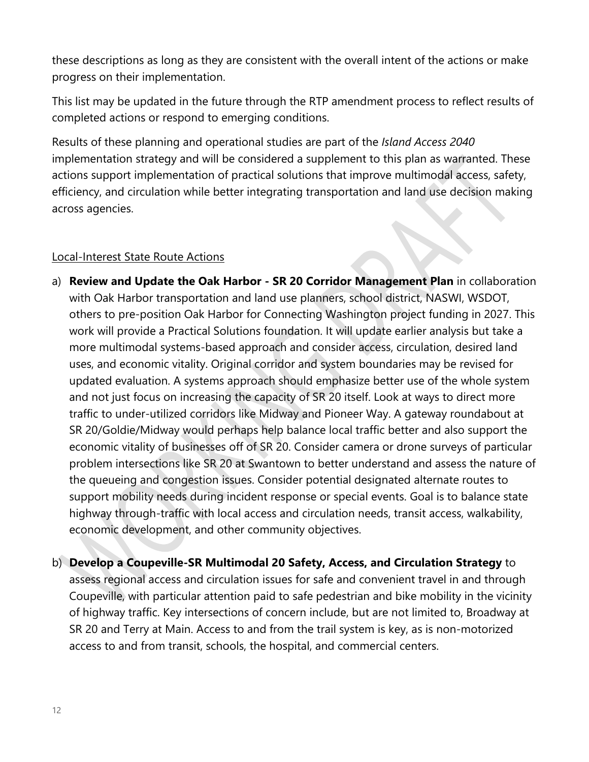these descriptions as long as they are consistent with the overall intent of the actions or make progress on their implementation.

This list may be updated in the future through the RTP amendment process to reflect results of completed actions or respond to emerging conditions.

Results of these planning and operational studies are part of the *Island Access 2040* implementation strategy and will be considered a supplement to this plan as warranted. These actions support implementation of practical solutions that improve multimodal access, safety, efficiency, and circulation while better integrating transportation and land use decision making across agencies.

Local-Interest State Route Actions

a) **Review and Update the Oak Harbor - SR 20 Corridor Management Plan** in collaboration with Oak Harbor transportation and land use planners, school district, NASWI, WSDOT, others to pre-position Oak Harbor for Connecting Washington project funding in 2027. This work will provide a Practical Solutions foundation. It will update earlier analysis but take a more multimodal systems-based approach and consider access, circulation, desired land uses, and economic vitality. Original corridor and system boundaries may be revised for updated evaluation. A systems approach should emphasize better use of the whole system and not just focus on increasing the capacity of SR 20 itself. Look at ways to direct more traffic to under-utilized corridors like Midway and Pioneer Way. A gateway roundabout at SR 20/Goldie/Midway would perhaps help balance local traffic better and also support the economic vitality of businesses off of SR 20. Consider camera or drone surveys of particular problem intersections like SR 20 at Swantown to better understand and assess the nature of the queueing and congestion issues. Consider potential designated alternate routes to support mobility needs during incident response or special events. Goal is to balance state highway through-traffic with local access and circulation needs, transit access, walkability, economic development, and other community objectives.

b) **Develop a Coupeville-SR Multimodal 20 Safety, Access, and Circulation Strategy** to assess regional access and circulation issues for safe and convenient travel in and through Coupeville, with particular attention paid to safe pedestrian and bike mobility in the vicinity of highway traffic. Key intersections of concern include, but are not limited to, Broadway at SR 20 and Terry at Main. Access to and from the trail system is key, as is non-motorized access to and from transit, schools, the hospital, and commercial centers.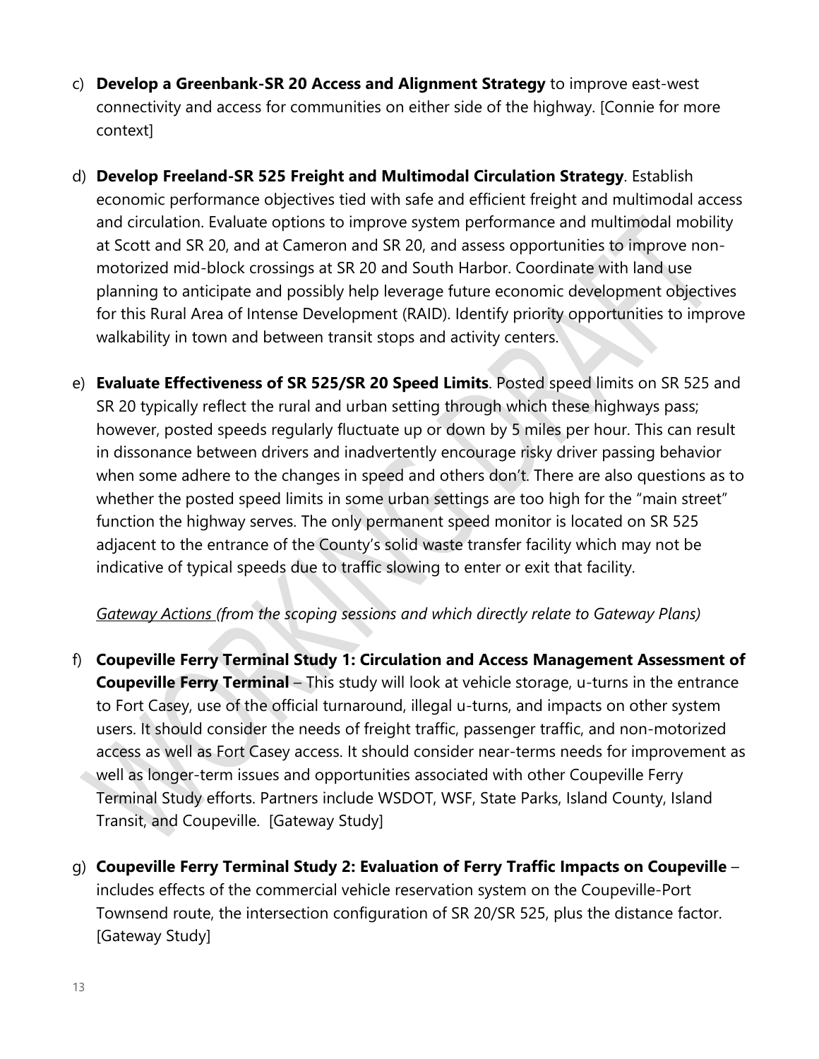c) **Develop a Greenbank-SR 20 Access and Alignment Strategy** to improve east-west connectivity and access for communities on either side of the highway. [Connie for more context]

d) **Develop Freeland-SR 525 Freight and Multimodal Circulation Strategy**. Establish economic performance objectives tied with safe and efficient freight and multimodal access and circulation. Evaluate options to improve system performance and multimodal mobility at Scott and SR 20, and at Cameron and SR 20, and assess opportunities to improve non-motorized mid-block crossings at SR 20 and South Harbor. Coordinate with land use planning to anticipate and possibly help leverage future economic development objectives for this Rural Area of Intense Development (RAID). Identify priority opportunities to improve walkability in town and between transit stops and activity centers.

e) **Evaluate Effectiveness of SR 525/SR 20 Speed Limits**. Posted speed limits on SR 525 and SR 20 typically reflect the rural and urban setting through which these highways pass; however, posted speeds regularly fluctuate up or down by 5 miles per hour. This can result in dissonance between drivers and inadvertently encourage risky driver passing behavior when some adhere to the changes in speed and others don't. There are also questions as to whether the posted speed limits in some urban settings are too high for the "main street" function the highway serves. The only permanent speed monitor is located on SR 525 adjacent to the entrance of the County's solid waste transfer facility which may not be indicative of typical speeds due to traffic slowing to enter or exit that facility.

*<u>Gateway Actions</u> (from the scoping sessions and which directly relate to Gateway Plans)*

f) **Coupeville Ferry Terminal Study 1: Circulation and Access Management Assessment of Coupeville Ferry Terminal** – This study will look at vehicle storage, u-turns in the entrance to Fort Casey, use of the official turnaround, illegal u-turns, and impacts on other system users. It should consider the needs of freight traffic, passenger traffic, and non-motorized access as well as Fort Casey access. It should consider near-terms needs for improvement as well as longer-term issues and opportunities associated with other Coupeville Ferry Terminal Study efforts. Partners include WSDOT, WSF, State Parks, Island County, Island Transit, and Coupeville. [Gateway Study]

g) **Coupeville Ferry Terminal Study 2: Evaluation of Ferry Traffic Impacts on Coupeville** – includes effects of the commercial vehicle reservation system on the Coupeville-Port Townsend route, the intersection configuration of SR 20/SR 525, plus the distance factor. [Gateway Study]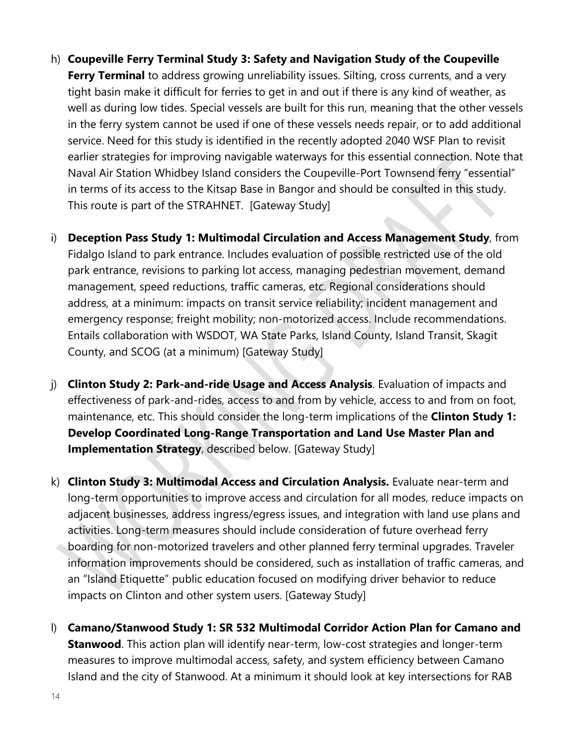h) **Coupeville Ferry Terminal Study 3: Safety and Navigation Study of the Coupeville Ferry Terminal** to address growing unreliability issues. Silting, cross currents, and a very tight basin make it difficult for ferries to get in and out if there is any kind of weather, as well as during low tides. Special vessels are built for this run, meaning that the other vessels in the ferry system cannot be used if one of these vessels needs repair, or to add additional service. Need for this study is identified in the recently adopted 2040 WSF Plan to revisit earlier strategies for improving navigable waterways for this essential connection. Note that Naval Air Station Whidbey Island considers the Coupeville-Port Townsend ferry "essential" in terms of its access to the Kitsap Base in Bangor and should be consulted in this study. This route is part of the STRAHNET. [Gateway Study]

i) **Deception Pass Study 1: Multimodal Circulation and Access Management Study**, from Fidalgo Island to park entrance. Includes evaluation of possible restricted use of the old park entrance, revisions to parking lot access, managing pedestrian movement, demand management, speed reductions, traffic cameras, etc. Regional considerations should address, at a minimum: impacts on transit service reliability; incident management and emergency response; freight mobility; non-motorized access. Include recommendations. Entails collaboration with WSDOT, WA State Parks, Island County, Island Transit, Skagit County, and SCOG (at a minimum) [Gateway Study]

j) **Clinton Study 2: Park-and-ride Usage and Access Analysis**. Evaluation of impacts and effectiveness of park-and-rides, access to and from by vehicle, access to and from on foot, maintenance, etc. This should consider the long-term implications of the **Clinton Study 1: Develop Coordinated Long-Range Transportation and Land Use Master Plan and Implementation Strategy**, described below. [Gateway Study]

k) **Clinton Study 3: Multimodal Access and Circulation Analysis.** Evaluate near-term and long-term opportunities to improve access and circulation for all modes, reduce impacts on adjacent businesses, address ingress/egress issues, and integration with land use plans and activities. Long-term measures should include consideration of future overhead ferry boarding for non-motorized travelers and other planned ferry terminal upgrades. Traveler information improvements should be considered, such as installation of traffic cameras, and an "Island Etiquette" public education focused on modifying driver behavior to reduce impacts on Clinton and other system users. [Gateway Study]

l) **Camano/Stanwood Study 1: SR 532 Multimodal Corridor Action Plan for Camano and Stanwood**. This action plan will identify near-term, low-cost strategies and longer-term measures to improve multimodal access, safety, and system efficiency between Camano Island and the city of Stanwood. At a minimum it should look at key intersections for RAB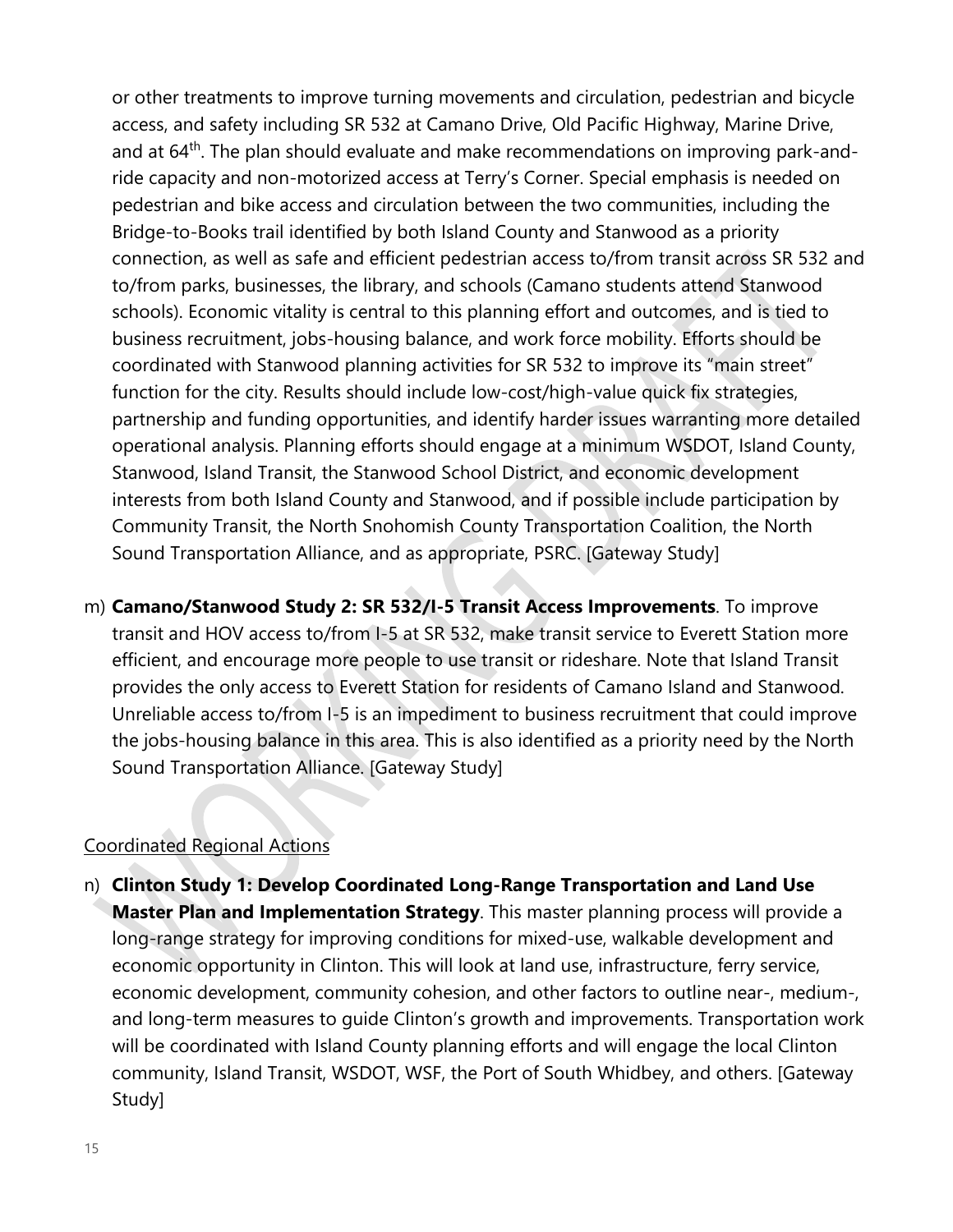or other treatments to improve turning movements and circulation, pedestrian and bicycle access, and safety including SR 532 at Camano Drive, Old Pacific Highway, Marine Drive, and at 64th. The plan should evaluate and make recommendations on improving park-and-ride capacity and non-motorized access at Terry's Corner. Special emphasis is needed on pedestrian and bike access and circulation between the two communities, including the Bridge-to-Books trail identified by both Island County and Stanwood as a priority connection, as well as safe and efficient pedestrian access to/from transit across SR 532 and to/from parks, businesses, the library, and schools (Camano students attend Stanwood schools). Economic vitality is central to this planning effort and outcomes, and is tied to business recruitment, jobs-housing balance, and work force mobility. Efforts should be coordinated with Stanwood planning activities for SR 532 to improve its "main street" function for the city. Results should include low-cost/high-value quick fix strategies, partnership and funding opportunities, and identify harder issues warranting more detailed operational analysis. Planning efforts should engage at a minimum WSDOT, Island County, Stanwood, Island Transit, the Stanwood School District, and economic development interests from both Island County and Stanwood, and if possible include participation by Community Transit, the North Snohomish County Transportation Coalition, the North Sound Transportation Alliance, and as appropriate, PSRC. [Gateway Study]

m) **Camano/Stanwood Study 2: SR 532/I-5 Transit Access Improvements**. To improve transit and HOV access to/from I-5 at SR 532, make transit service to Everett Station more efficient, and encourage more people to use transit or rideshare. Note that Island Transit provides the only access to Everett Station for residents of Camano Island and Stanwood. Unreliable access to/from I-5 is an impediment to business recruitment that could improve the jobs-housing balance in this area. This is also identified as a priority need by the North Sound Transportation Alliance. [Gateway Study]

<u>Coordinated Regional Actions</u>

n) **Clinton Study 1: Develop Coordinated Long-Range Transportation and Land Use Master Plan and Implementation Strategy**. This master planning process will provide a long-range strategy for improving conditions for mixed-use, walkable development and economic opportunity in Clinton. This will look at land use, infrastructure, ferry service, economic development, community cohesion, and other factors to outline near-, medium-, and long-term measures to guide Clinton's growth and improvements. Transportation work will be coordinated with Island County planning efforts and will engage the local Clinton community, Island Transit, WSDOT, WSF, the Port of South Whidbey, and others. [Gateway Study]